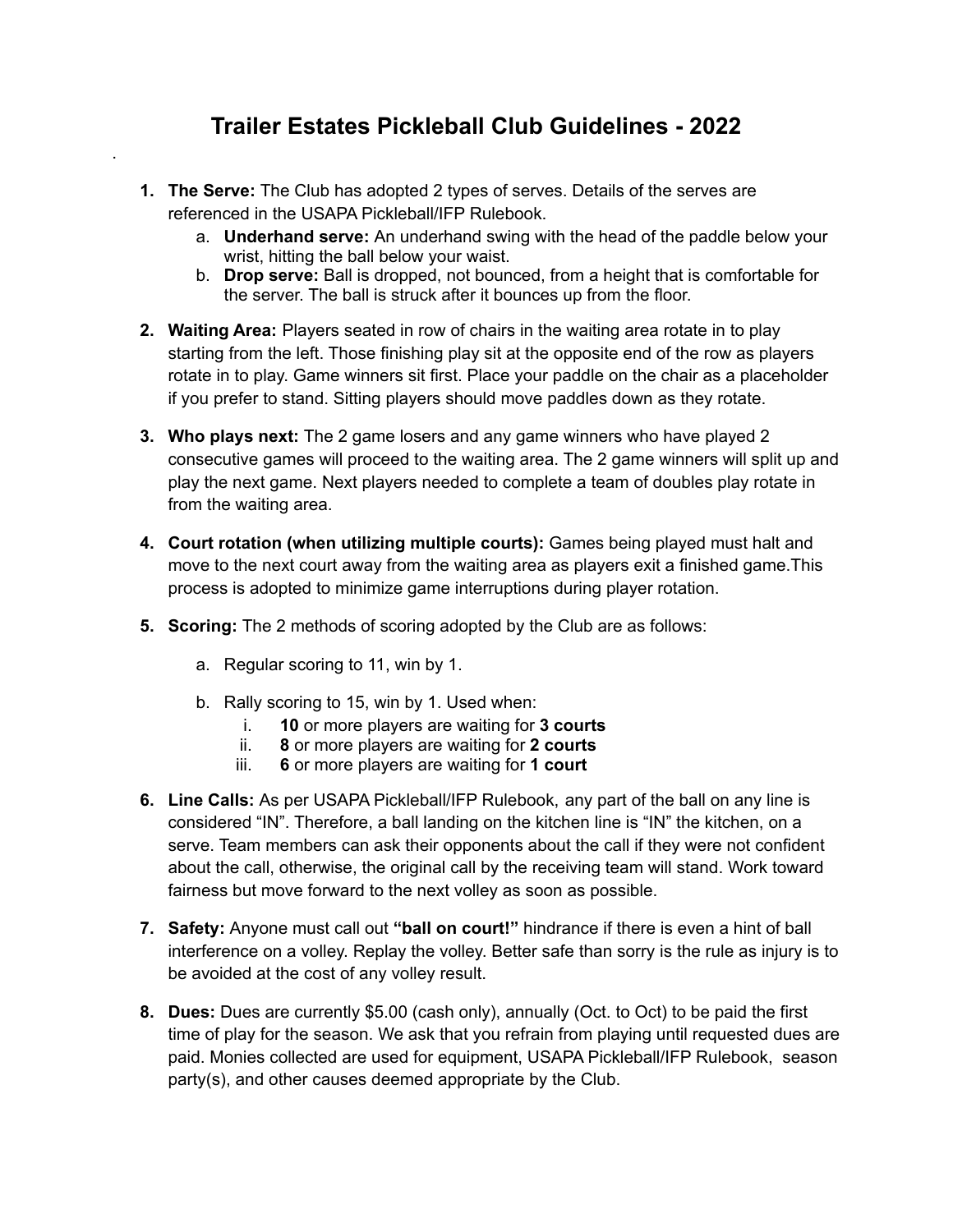# Trailer Estates Pickleball Club Guidelines - 2022

1. **The Serve:** The Club has adopted 2 types of serves. Details of the serves are referenced in the USAPA Pickleball/IFP Rulebook.
   a. **Underhand serve:** An underhand swing with the head of the paddle below your wrist, hitting the ball below your waist.
   b. **Drop serve:** Ball is dropped, not bounced, from a height that is comfortable for the server. The ball is struck after it bounces up from the floor.

2. **Waiting Area:** Players seated in row of chairs in the waiting area rotate in to play starting from the left. Those finishing play sit at the opposite end of the row as players rotate in to play. Game winners sit first. Place your paddle on the chair as a placeholder if you prefer to stand. Sitting players should move paddles down as they rotate.

3. **Who plays next:** The 2 game losers and any game winners who have played 2 consecutive games will proceed to the waiting area. The 2 game winners will split up and play the next game. Next players needed to complete a team of doubles play rotate in from the waiting area.

4. **Court rotation (when utilizing multiple courts):** Games being played must halt and move to the next court away from the waiting area as players exit a finished game.This process is adopted to minimize game interruptions during player rotation.

5. **Scoring:** The 2 methods of scoring adopted by the Club are as follows:

   a. Regular scoring to 11, win by 1.

   b. Rally scoring to 15, win by 1. Used when:
      i. **10** or more players are waiting for **3 courts**
      ii. **8** or more players are waiting for **2 courts**
      iii. **6** or more players are waiting for **1 court**

6. **Line Calls:** As per USAPA Pickleball/IFP Rulebook, any part of the ball on any line is considered "IN". Therefore, a ball landing on the kitchen line is "IN" the kitchen, on a serve. Team members can ask their opponents about the call if they were not confident about the call, otherwise, the original call by the receiving team will stand. Work toward fairness but move forward to the next volley as soon as possible.

7. **Safety:** Anyone must call out **"ball on court!"** hindrance if there is even a hint of ball interference on a volley. Replay the volley. Better safe than sorry is the rule as injury is to be avoided at the cost of any volley result.

8. **Dues:** Dues are currently $5.00 (cash only), annually (Oct. to Oct) to be paid the first time of play for the season. We ask that you refrain from playing until requested dues are paid. Monies collected are used for equipment, USAPA Pickleball/IFP Rulebook, season party(s), and other causes deemed appropriate by the Club.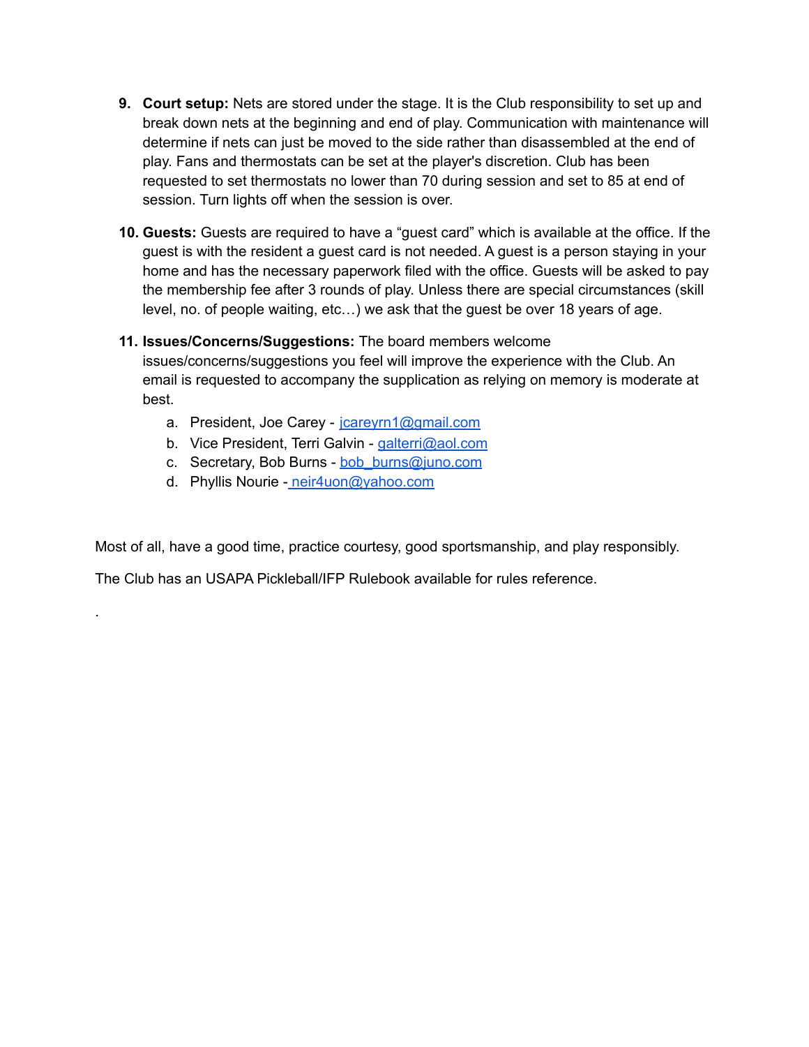9. **Court setup:** Nets are stored under the stage. It is the Club responsibility to set up and break down nets at the beginning and end of play. Communication with maintenance will determine if nets can just be moved to the side rather than disassembled at the end of play. Fans and thermostats can be set at the player's discretion. Club has been requested to set thermostats no lower than 70 during session and set to 85 at end of session. Turn lights off when the session is over.

10. **Guests:** Guests are required to have a "guest card" which is available at the office. If the guest is with the resident a guest card is not needed. A guest is a person staying in your home and has the necessary paperwork filed with the office. Guests will be asked to pay the membership fee after 3 rounds of play. Unless there are special circumstances (skill level, no. of people waiting, etc…) we ask that the guest be over 18 years of age.

11. **Issues/Concerns/Suggestions:** The board members welcome issues/concerns/suggestions you feel will improve the experience with the Club. An email is requested to accompany the supplication as relying on memory is moderate at best.
    a. President, Joe Carey - jcareyrn1@gmail.com
    b. Vice President, Terri Galvin - galterri@aol.com
    c. Secretary, Bob Burns - bob_burns@juno.com
    d. Phyllis Nourie - neir4uon@yahoo.com

Most of all, have a good time, practice courtesy, good sportsmanship, and play responsibly.

The Club has an USAPA Pickleball/IFP Rulebook available for rules reference.

.